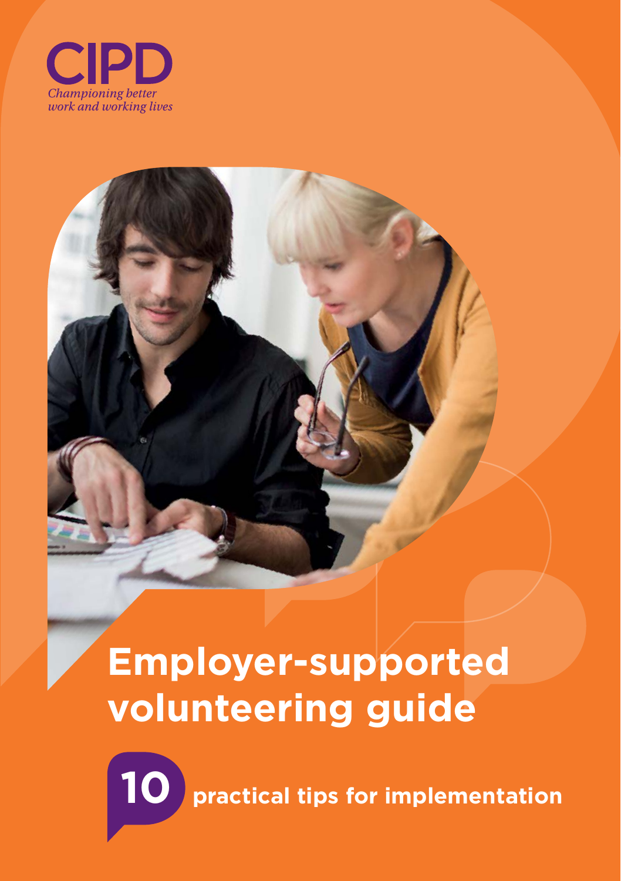CIPD

*Championing better work and working lives*

# Employer-supported volunteering guide

**10 practical tips for implementation**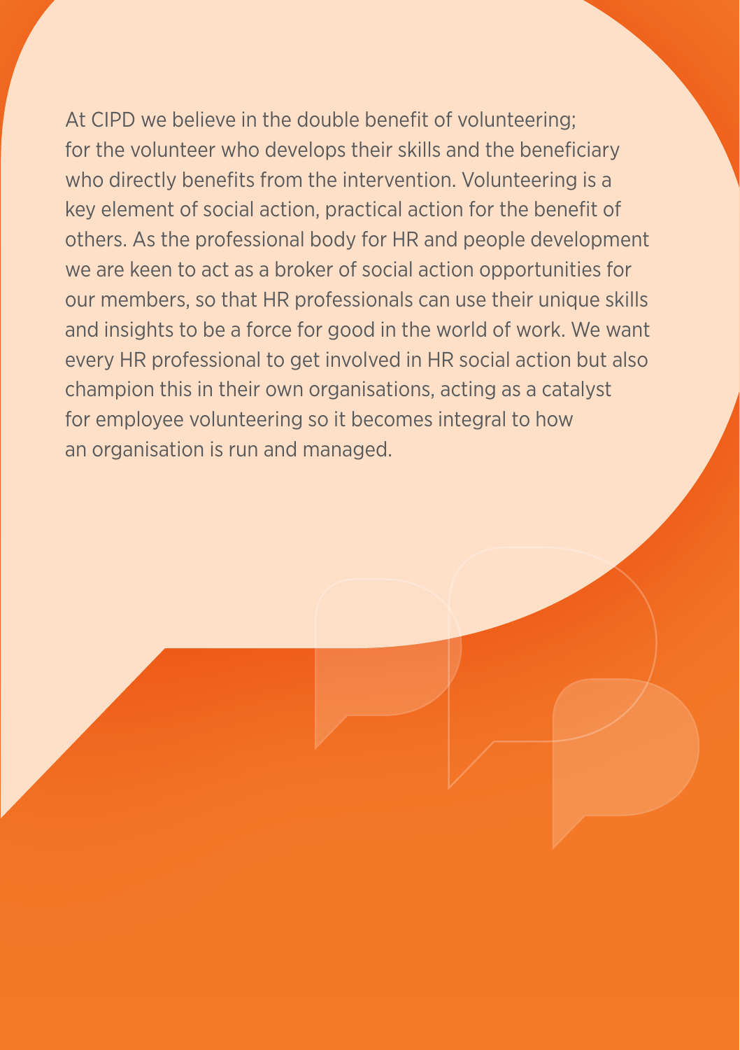At CIPD we believe in the double benefit of volunteering; for the volunteer who develops their skills and the beneficiary who directly benefits from the intervention. Volunteering is a key element of social action, practical action for the benefit of others. As the professional body for HR and people development we are keen to act as a broker of social action opportunities for our members, so that HR professionals can use their unique skills and insights to be a force for good in the world of work. We want every HR professional to get involved in HR social action but also champion this in their own organisations, acting as a catalyst for employee volunteering so it becomes integral to how an organisation is run and managed.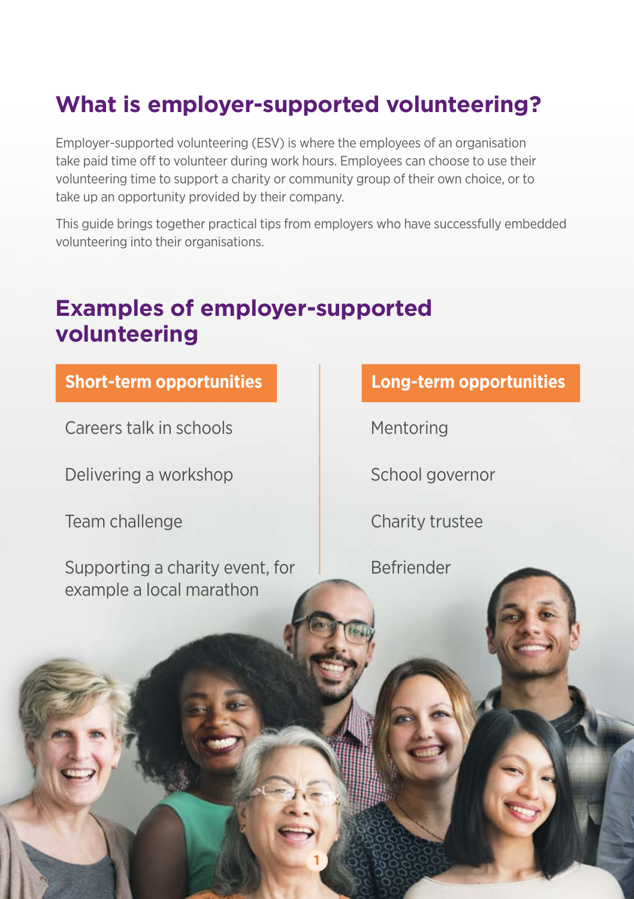## What is employer-supported volunteering?

Employer-supported volunteering (ESV) is where the employees of an organisation take paid time off to volunteer during work hours. Employees can choose to use their volunteering time to support a charity or community group of their own choice, or to take up an opportunity provided by their company.

This guide brings together practical tips from employers who have successfully embedded volunteering into their organisations.

## Examples of employer-supported volunteering

| Short-term opportunities | Long-term opportunities |
|---|---|
| Careers talk in schools | Mentoring |
| Delivering a workshop | School governor |
| Team challenge | Charity trustee |
| Supporting a charity event, for example a local marathon | Befriender |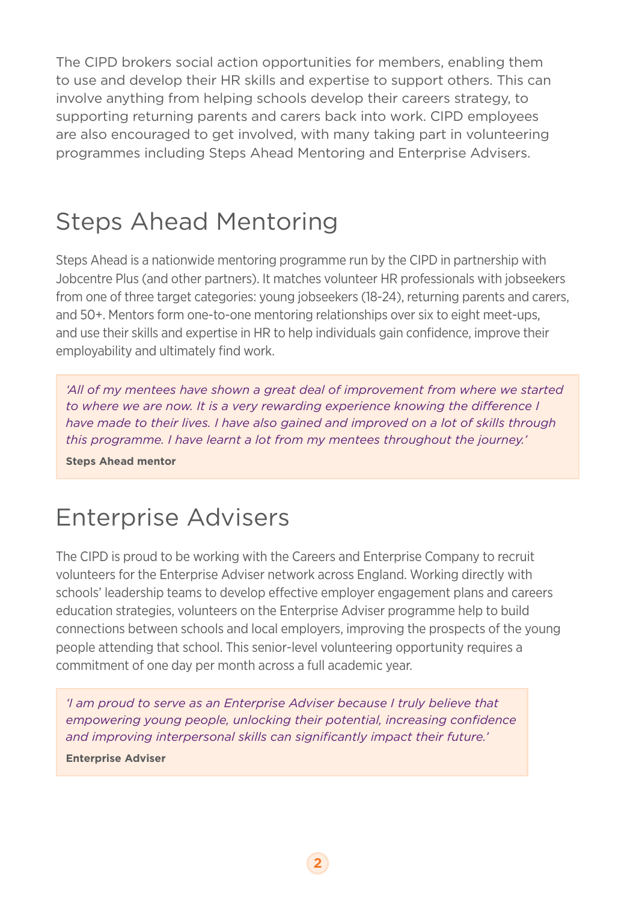The CIPD brokers social action opportunities for members, enabling them to use and develop their HR skills and expertise to support others. This can involve anything from helping schools develop their careers strategy, to supporting returning parents and carers back into work. CIPD employees are also encouraged to get involved, with many taking part in volunteering programmes including Steps Ahead Mentoring and Enterprise Advisers.

## Steps Ahead Mentoring

Steps Ahead is a nationwide mentoring programme run by the CIPD in partnership with Jobcentre Plus (and other partners). It matches volunteer HR professionals with jobseekers from one of three target categories: young jobseekers (18-24), returning parents and carers, and 50+. Mentors form one-to-one mentoring relationships over six to eight meet-ups, and use their skills and expertise in HR to help individuals gain confidence, improve their employability and ultimately find work.

> *'All of my mentees have shown a great deal of improvement from where we started to where we are now. It is a very rewarding experience knowing the difference I have made to their lives. I have also gained and improved on a lot of skills through this programme. I have learnt a lot from my mentees throughout the journey.'*
>
> **Steps Ahead mentor**

## Enterprise Advisers

The CIPD is proud to be working with the Careers and Enterprise Company to recruit volunteers for the Enterprise Adviser network across England. Working directly with schools' leadership teams to develop effective employer engagement plans and careers education strategies, volunteers on the Enterprise Adviser programme help to build connections between schools and local employers, improving the prospects of the young people attending that school. This senior-level volunteering opportunity requires a commitment of one day per month across a full academic year.

> *'I am proud to serve as an Enterprise Adviser because I truly believe that empowering young people, unlocking their potential, increasing confidence and improving interpersonal skills can significantly impact their future.'*
>
> **Enterprise Adviser**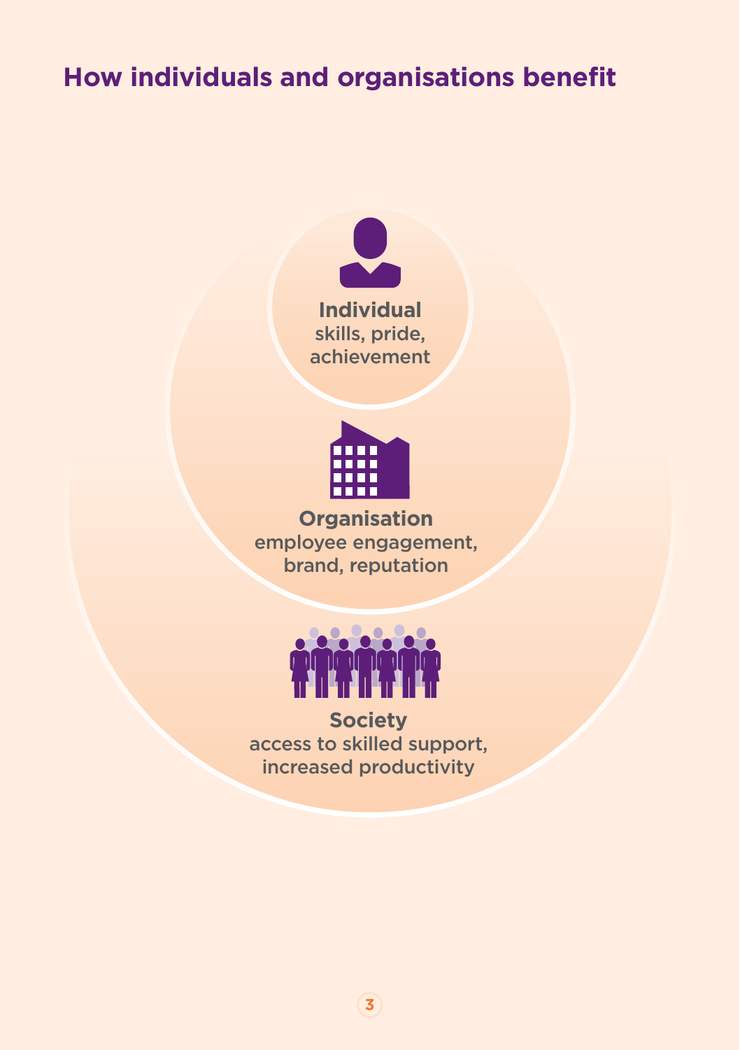# How individuals and organisations benefit

**Individual**
skills, pride,
achievement

**Organisation**
employee engagement,
brand, reputation

**Society**
access to skilled support,
increased productivity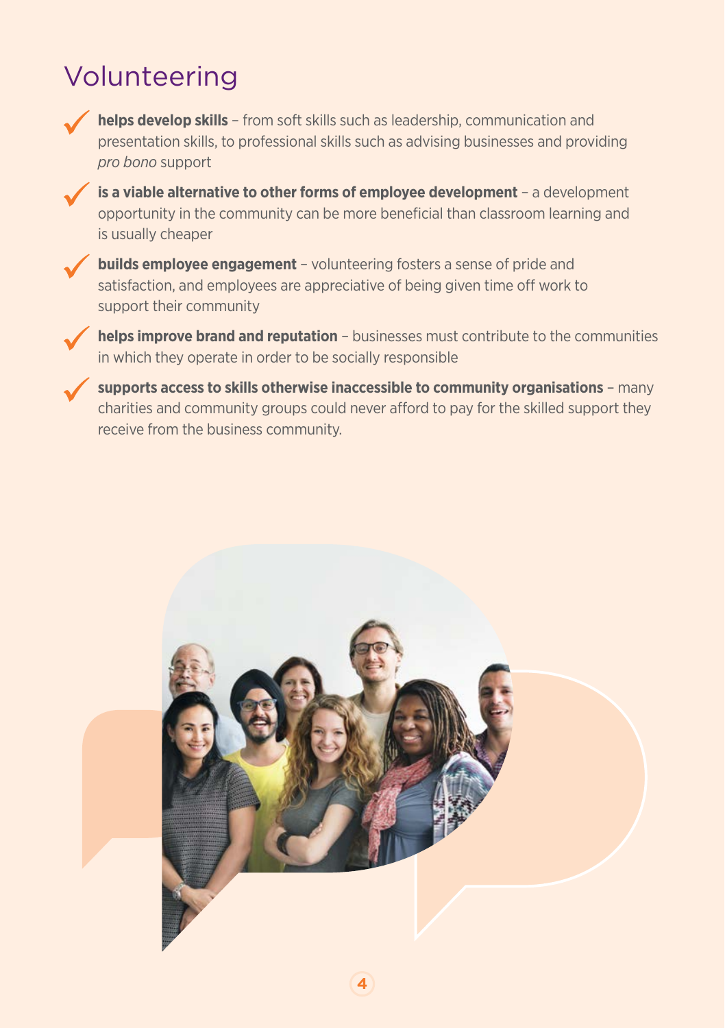# Volunteering

- **helps develop skills** – from soft skills such as leadership, communication and presentation skills, to professional skills such as advising businesses and providing *pro bono* support
- **is a viable alternative to other forms of employee development** – a development opportunity in the community can be more beneficial than classroom learning and is usually cheaper
- **builds employee engagement** – volunteering fosters a sense of pride and satisfaction, and employees are appreciative of being given time off work to support their community
- **helps improve brand and reputation** – businesses must contribute to the communities in which they operate in order to be socially responsible
- **supports access to skills otherwise inaccessible to community organisations** – many charities and community groups could never afford to pay for the skilled support they receive from the business community.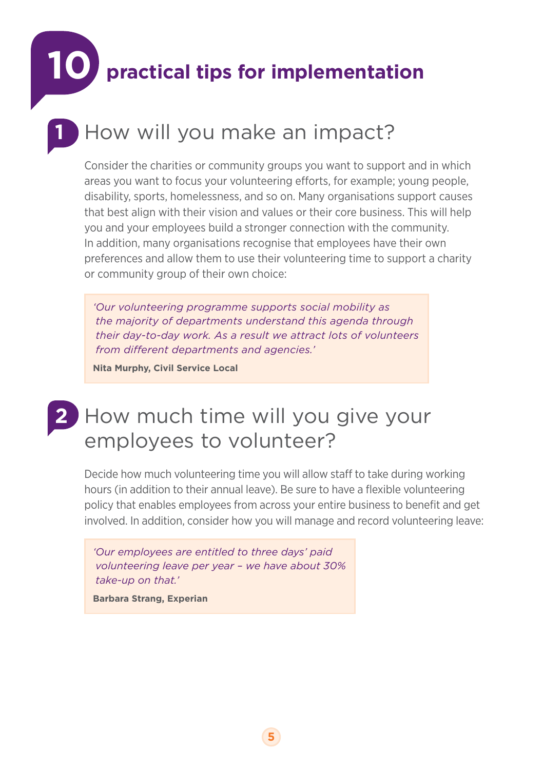# 10 practical tips for implementation

## 1 How will you make an impact?

Consider the charities or community groups you want to support and in which areas you want to focus your volunteering efforts, for example; young people, disability, sports, homelessness, and so on. Many organisations support causes that best align with their vision and values or their core business. This will help you and your employees build a stronger connection with the community. In addition, many organisations recognise that employees have their own preferences and allow them to use their volunteering time to support a charity or community group of their own choice:

> *'Our volunteering programme supports social mobility as the majority of departments understand this agenda through their day-to-day work. As a result we attract lots of volunteers from different departments and agencies.'*
>
> **Nita Murphy, Civil Service Local**

## 2 How much time will you give your employees to volunteer?

Decide how much volunteering time you will allow staff to take during working hours (in addition to their annual leave). Be sure to have a flexible volunteering policy that enables employees from across your entire business to benefit and get involved. In addition, consider how you will manage and record volunteering leave:

> *'Our employees are entitled to three days' paid volunteering leave per year – we have about 30% take-up on that.'*
>
> **Barbara Strang, Experian**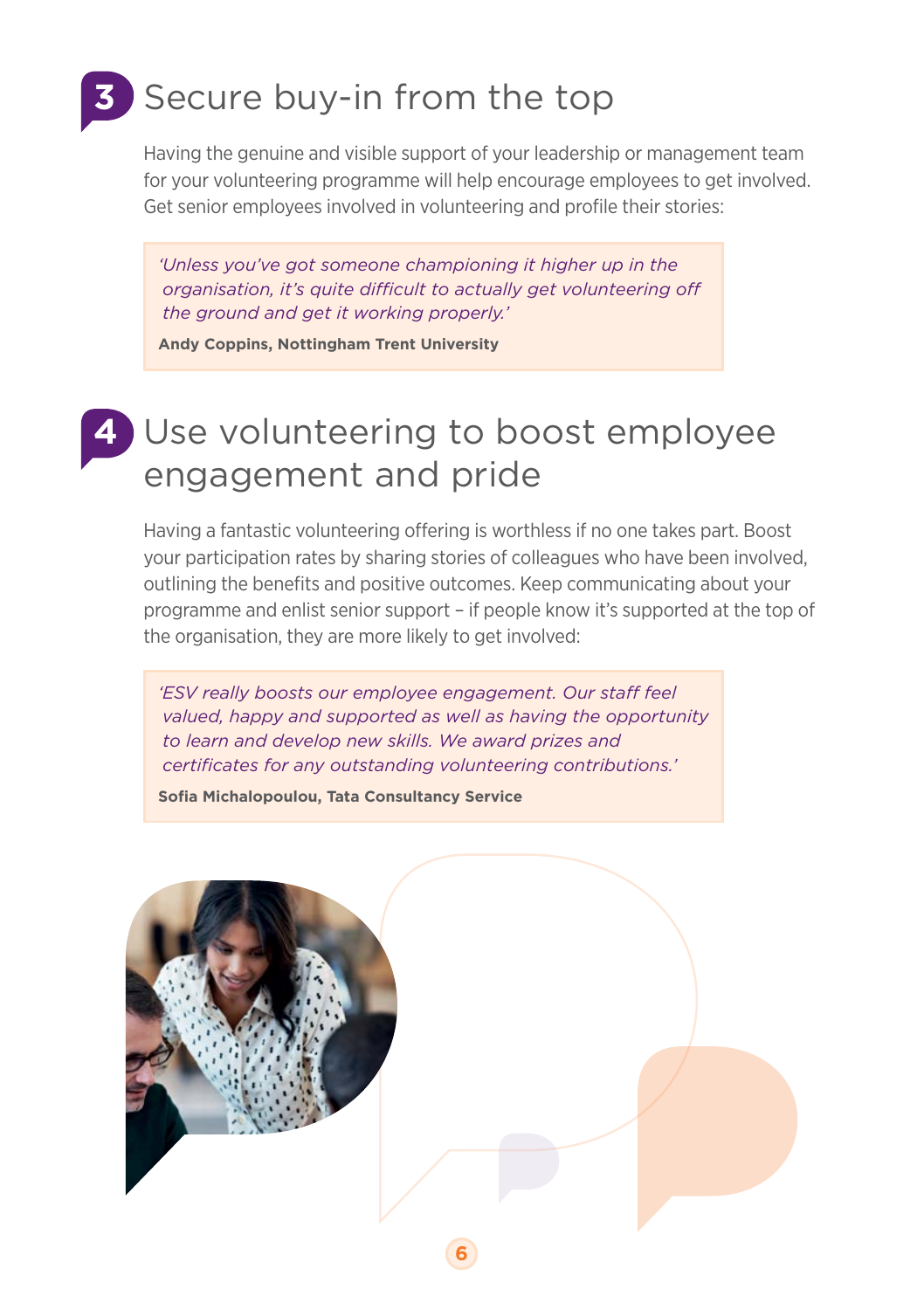## 3 Secure buy-in from the top

Having the genuine and visible support of your leadership or management team for your volunteering programme will help encourage employees to get involved. Get senior employees involved in volunteering and profile their stories:

> *'Unless you've got someone championing it higher up in the organisation, it's quite difficult to actually get volunteering off the ground and get it working properly.'*
>
> **Andy Coppins, Nottingham Trent University**

## 4 Use volunteering to boost employee engagement and pride

Having a fantastic volunteering offering is worthless if no one takes part. Boost your participation rates by sharing stories of colleagues who have been involved, outlining the benefits and positive outcomes. Keep communicating about your programme and enlist senior support – if people know it's supported at the top of the organisation, they are more likely to get involved:

> *'ESV really boosts our employee engagement. Our staff feel valued, happy and supported as well as having the opportunity to learn and develop new skills. We award prizes and certificates for any outstanding volunteering contributions.'*
>
> **Sofia Michalopoulou, Tata Consultancy Service**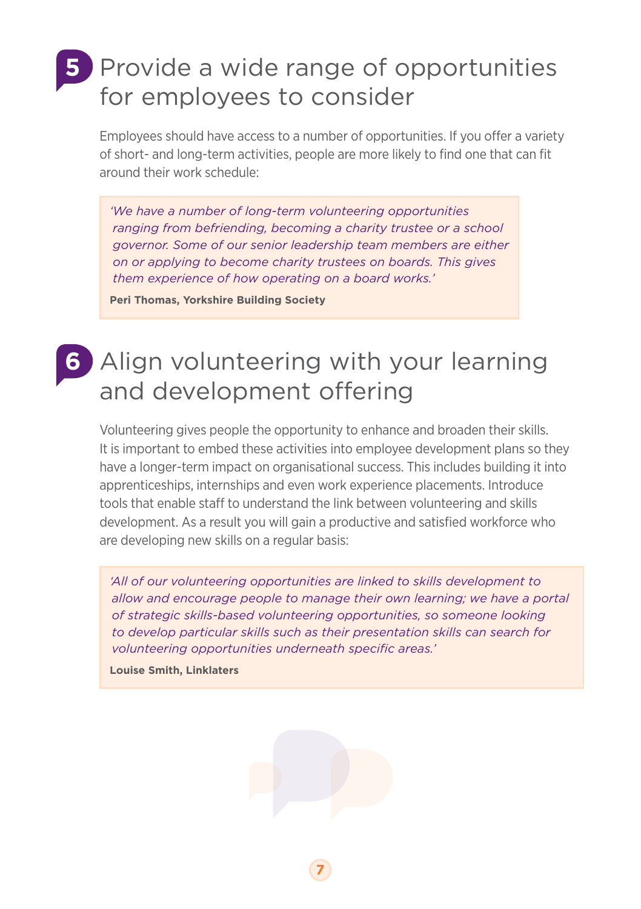## 5 Provide a wide range of opportunities for employees to consider

Employees should have access to a number of opportunities. If you offer a variety of short- and long-term activities, people are more likely to find one that can fit around their work schedule:

> *'We have a number of long-term volunteering opportunities ranging from befriending, becoming a charity trustee or a school governor. Some of our senior leadership team members are either on or applying to become charity trustees on boards. This gives them experience of how operating on a board works.'*
>
> **Peri Thomas, Yorkshire Building Society**

## 6 Align volunteering with your learning and development offering

Volunteering gives people the opportunity to enhance and broaden their skills. It is important to embed these activities into employee development plans so they have a longer-term impact on organisational success. This includes building it into apprenticeships, internships and even work experience placements. Introduce tools that enable staff to understand the link between volunteering and skills development. As a result you will gain a productive and satisfied workforce who are developing new skills on a regular basis:

> *'All of our volunteering opportunities are linked to skills development to allow and encourage people to manage their own learning; we have a portal of strategic skills-based volunteering opportunities, so someone looking to develop particular skills such as their presentation skills can search for volunteering opportunities underneath specific areas.'*
>
> **Louise Smith, Linklaters**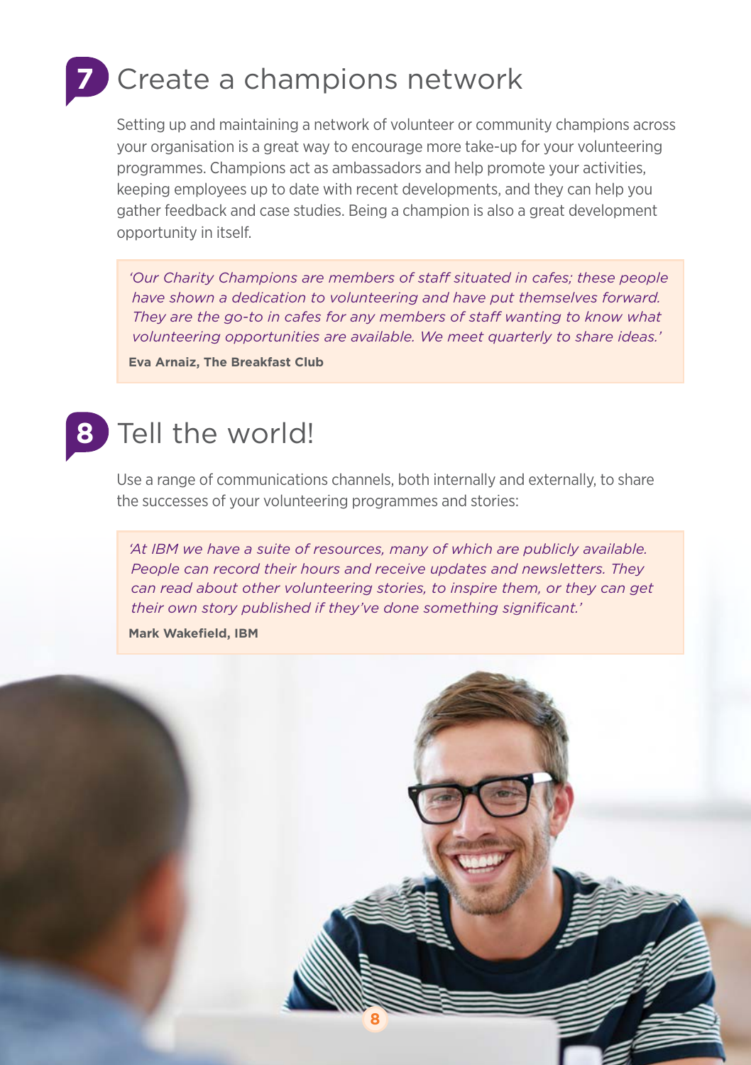## 7 Create a champions network

Setting up and maintaining a network of volunteer or community champions across your organisation is a great way to encourage more take-up for your volunteering programmes. Champions act as ambassadors and help promote your activities, keeping employees up to date with recent developments, and they can help you gather feedback and case studies. Being a champion is also a great development opportunity in itself.

> *'Our Charity Champions are members of staff situated in cafes; these people have shown a dedication to volunteering and have put themselves forward. They are the go-to in cafes for any members of staff wanting to know what volunteering opportunities are available. We meet quarterly to share ideas.'*
>
> **Eva Arnaiz, The Breakfast Club**

## 8 Tell the world!

Use a range of communications channels, both internally and externally, to share the successes of your volunteering programmes and stories:

> *'At IBM we have a suite of resources, many of which are publicly available. People can record their hours and receive updates and newsletters. They can read about other volunteering stories, to inspire them, or they can get their own story published if they've done something significant.'*
>
> **Mark Wakefield, IBM**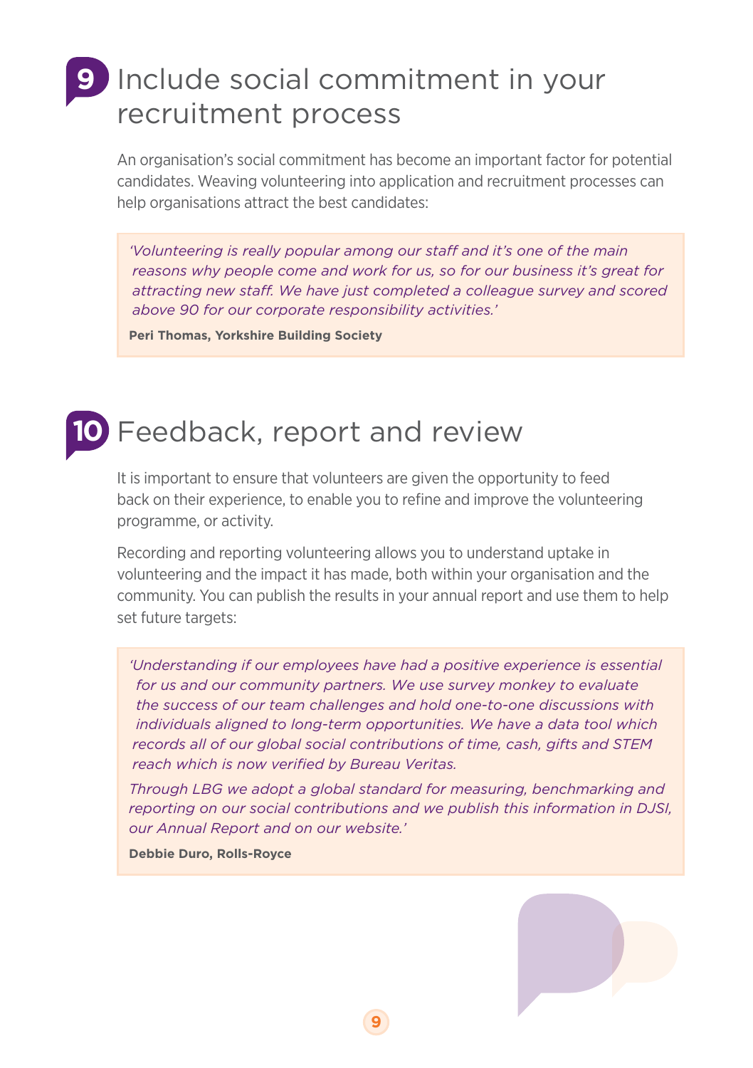## 9 Include social commitment in your recruitment process

An organisation's social commitment has become an important factor for potential candidates. Weaving volunteering into application and recruitment processes can help organisations attract the best candidates:

> *'Volunteering is really popular among our staff and it's one of the main reasons why people come and work for us, so for our business it's great for attracting new staff. We have just completed a colleague survey and scored above 90 for our corporate responsibility activities.'*
>
> **Peri Thomas, Yorkshire Building Society**

## 10 Feedback, report and review

It is important to ensure that volunteers are given the opportunity to feed back on their experience, to enable you to refine and improve the volunteering programme, or activity.

Recording and reporting volunteering allows you to understand uptake in volunteering and the impact it has made, both within your organisation and the community. You can publish the results in your annual report and use them to help set future targets:

> *'Understanding if our employees have had a positive experience is essential for us and our community partners. We use survey monkey to evaluate the success of our team challenges and hold one-to-one discussions with individuals aligned to long-term opportunities. We have a data tool which records all of our global social contributions of time, cash, gifts and STEM reach which is now verified by Bureau Veritas.*
>
> *Through LBG we adopt a global standard for measuring, benchmarking and reporting on our social contributions and we publish this information in DJSI, our Annual Report and on our website.'*
>
> **Debbie Duro, Rolls-Royce**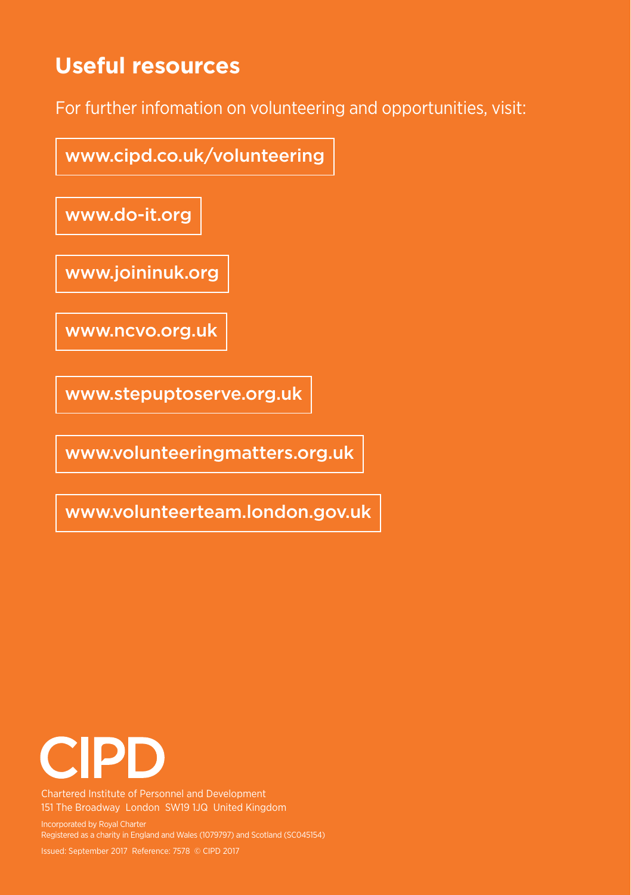## Useful resources

For further infomation on volunteering and opportunities, visit:

www.cipd.co.uk/volunteering

www.do-it.org

www.joininuk.org

www.ncvo.org.uk

www.stepuptoserve.org.uk

www.volunteeringmatters.org.uk

www.volunteerteam.london.gov.uk

CIPD

Chartered Institute of Personnel and Development
151 The Broadway London SW19 1JQ United Kingdom

Incorporated by Royal Charter
Registered as a charity in England and Wales (1079797) and Scotland (SC045154)

Issued: September 2017 Reference: 7578 © CIPD 2017